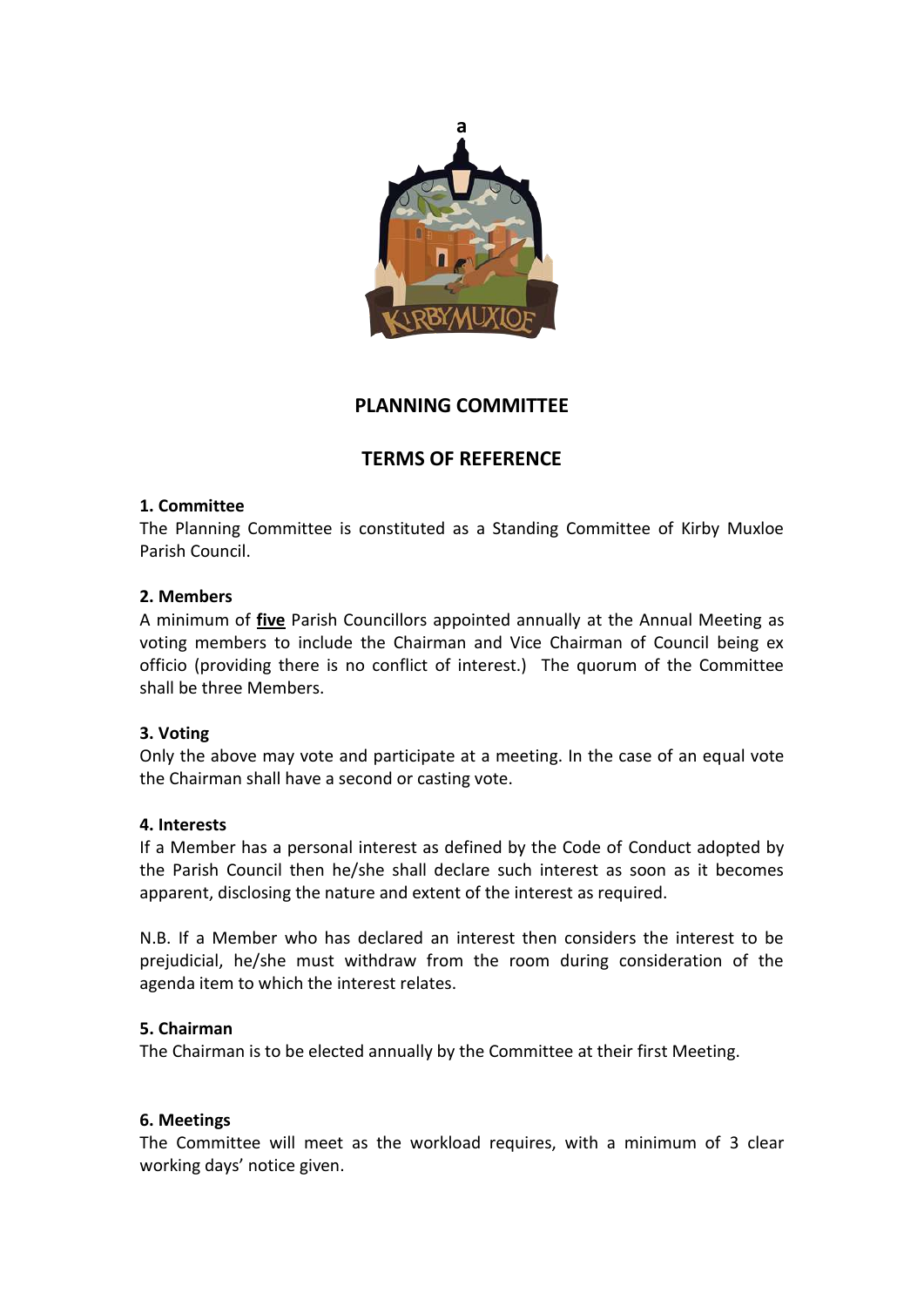a

# PLANNING COMMITTEE

## TERMS OF REFERENCE

**1. Committee**

The Planning Committee is constituted as a Standing Committee of Kirby Muxloe Parish Council.

**2. Members**

A minimum of **<u>five</u>** Parish Councillors appointed annually at the Annual Meeting as voting members to include the Chairman and Vice Chairman of Council being ex officio (providing there is no conflict of interest.) The quorum of the Committee shall be three Members.

**3. Voting**

Only the above may vote and participate at a meeting. In the case of an equal vote the Chairman shall have a second or casting vote.

**4. Interests**

If a Member has a personal interest as defined by the Code of Conduct adopted by the Parish Council then he/she shall declare such interest as soon as it becomes apparent, disclosing the nature and extent of the interest as required.

N.B. If a Member who has declared an interest then considers the interest to be prejudicial, he/she must withdraw from the room during consideration of the agenda item to which the interest relates.

**5. Chairman**

The Chairman is to be elected annually by the Committee at their first Meeting.

**6. Meetings**

The Committee will meet as the workload requires, with a minimum of 3 clear working days' notice given.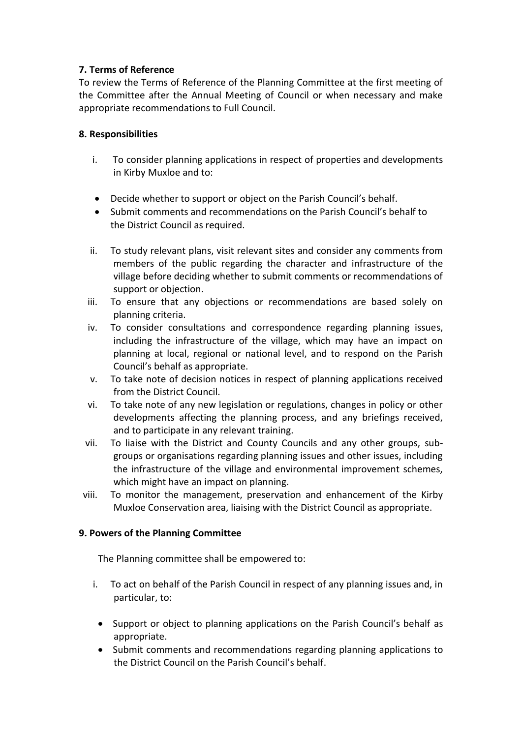**7. Terms of Reference**

To review the Terms of Reference of the Planning Committee at the first meeting of the Committee after the Annual Meeting of Council or when necessary and make appropriate recommendations to Full Council.

**8. Responsibilities**

i. To consider planning applications in respect of properties and developments in Kirby Muxloe and to:

- Decide whether to support or object on the Parish Council's behalf.
- Submit comments and recommendations on the Parish Council's behalf to the District Council as required.

ii. To study relevant plans, visit relevant sites and consider any comments from members of the public regarding the character and infrastructure of the village before deciding whether to submit comments or recommendations of support or objection.

iii. To ensure that any objections or recommendations are based solely on planning criteria.

iv. To consider consultations and correspondence regarding planning issues, including the infrastructure of the village, which may have an impact on planning at local, regional or national level, and to respond on the Parish Council's behalf as appropriate.

v. To take note of decision notices in respect of planning applications received from the District Council.

vi. To take note of any new legislation or regulations, changes in policy or other developments affecting the planning process, and any briefings received, and to participate in any relevant training.

vii. To liaise with the District and County Councils and any other groups, sub-groups or organisations regarding planning issues and other issues, including the infrastructure of the village and environmental improvement schemes, which might have an impact on planning.

viii. To monitor the management, preservation and enhancement of the Kirby Muxloe Conservation area, liaising with the District Council as appropriate.

**9. Powers of the Planning Committee**

The Planning committee shall be empowered to:

i. To act on behalf of the Parish Council in respect of any planning issues and, in particular, to:

- Support or object to planning applications on the Parish Council's behalf as appropriate.
- Submit comments and recommendations regarding planning applications to the District Council on the Parish Council's behalf.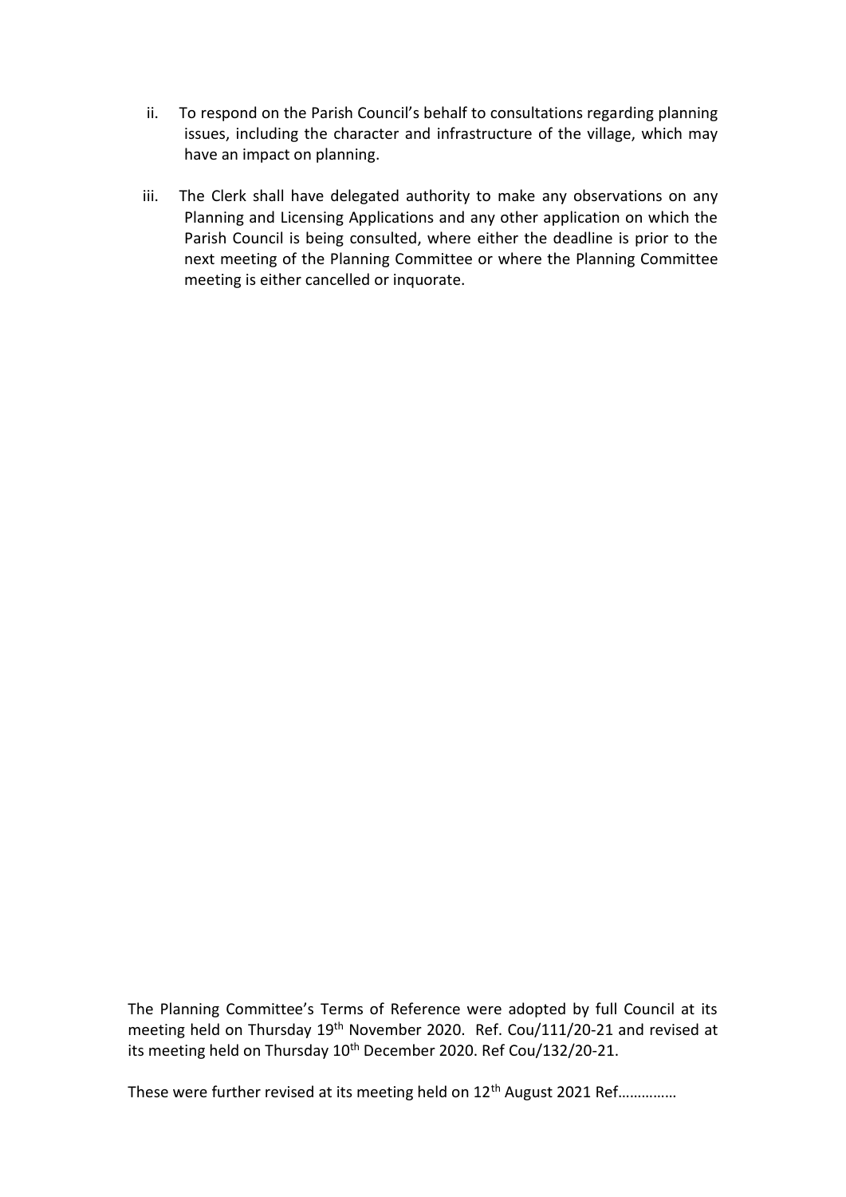ii. To respond on the Parish Council's behalf to consultations regarding planning issues, including the character and infrastructure of the village, which may have an impact on planning.

iii. The Clerk shall have delegated authority to make any observations on any Planning and Licensing Applications and any other application on which the Parish Council is being consulted, where either the deadline is prior to the next meeting of the Planning Committee or where the Planning Committee meeting is either cancelled or inquorate.

The Planning Committee's Terms of Reference were adopted by full Council at its meeting held on Thursday 19th November 2020. Ref. Cou/111/20-21 and revised at its meeting held on Thursday 10th December 2020. Ref Cou/132/20-21.

These were further revised at its meeting held on 12th August 2021 Ref……………